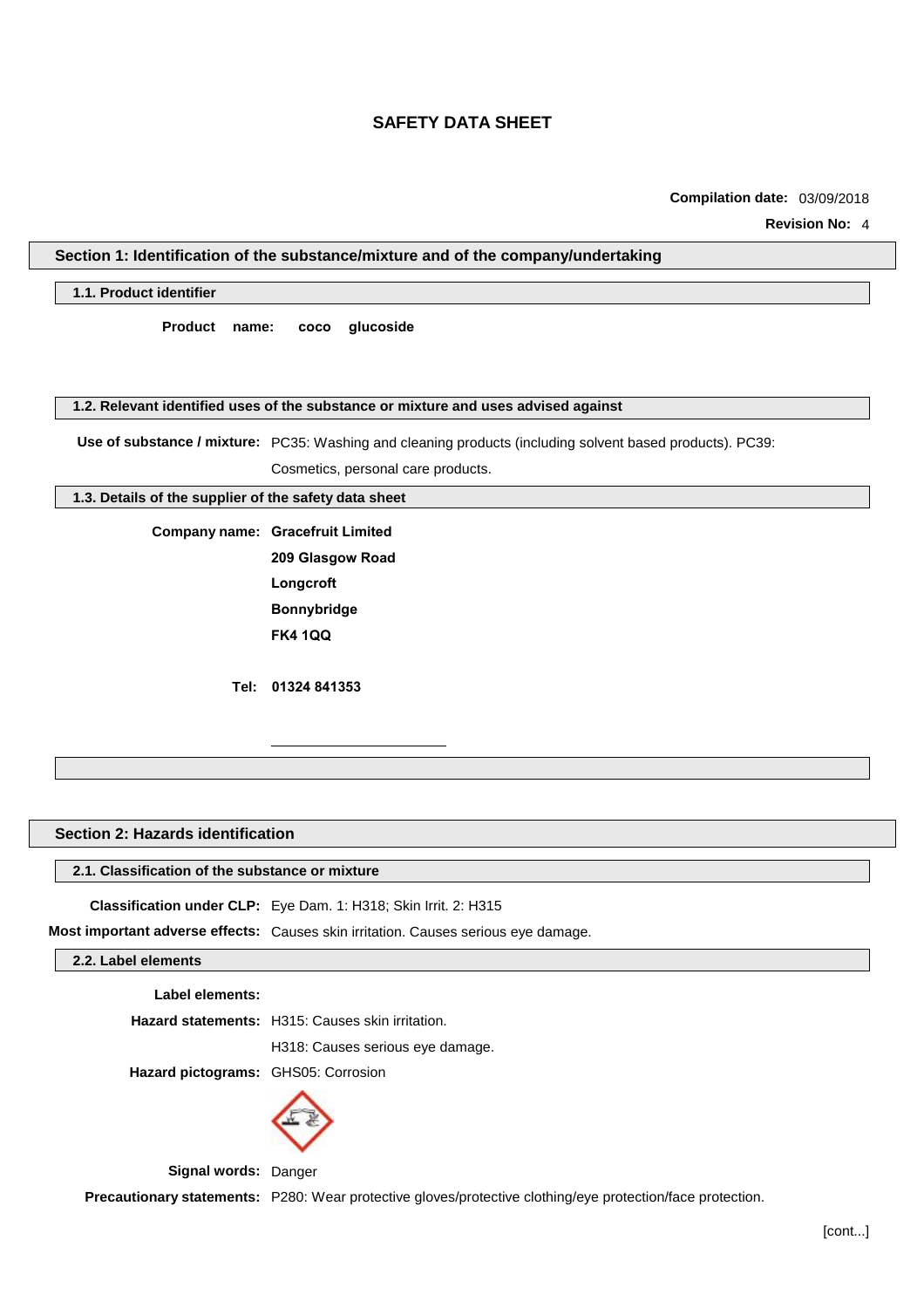# SAFETY DATA SHEET

**Compilation date:** 03/09/2018

**Revision No:** 4

## Section 1: Identification of the substance/mixture and of the company/undertaking

### 1.1. Product identifier

**Product name: coco glucoside**

### 1.2. Relevant identified uses of the substance or mixture and uses advised against

**Use of substance / mixture:** PC35: Washing and cleaning products (including solvent based products). PC39: Cosmetics, personal care products.

### 1.3. Details of the supplier of the safety data sheet

**Company name:** **Gracefruit Limited**
**209 Glasgow Road**
**Longcroft**
**Bonnybridge**
**FK4 1QQ**

**Tel:** **01324 841353**

## Section 2: Hazards identification

### 2.1. Classification of the substance or mixture

**Classification under CLP:** Eye Dam. 1: H318; Skin Irrit. 2: H315

**Most important adverse effects:** Causes skin irritation. Causes serious eye damage.

### 2.2. Label elements

**Label elements:**

**Hazard statements:** H315: Causes skin irritation.
H318: Causes serious eye damage.

**Hazard pictograms:** GHS05: Corrosion

**Signal words:** Danger

**Precautionary statements:** P280: Wear protective gloves/protective clothing/eye protection/face protection.

[cont...]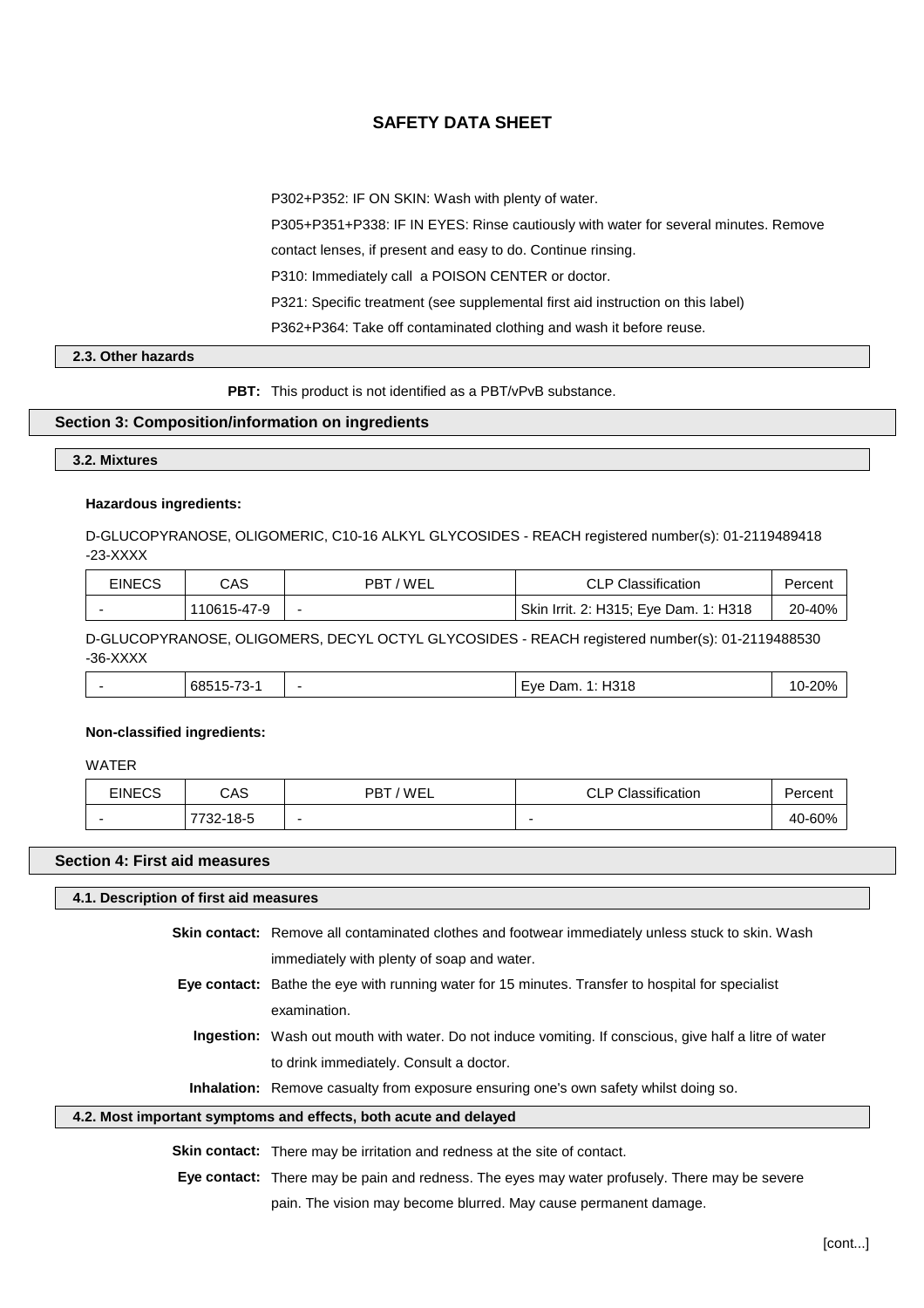P302+P352: IF ON SKIN: Wash with plenty of water.

P305+P351+P338: IF IN EYES: Rinse cautiously with water for several minutes. Remove contact lenses, if present and easy to do. Continue rinsing.

P310: Immediately call a POISON CENTER or doctor.

P321: Specific treatment (see supplemental first aid instruction on this label)

P362+P364: Take off contaminated clothing and wash it before reuse.

### 2.3. Other hazards

**PBT:** This product is not identified as a PBT/vPvB substance.

## Section 3: Composition/information on ingredients

### 3.2. Mixtures

**Hazardous ingredients:**

D-GLUCOPYRANOSE, OLIGOMERIC, C10-16 ALKYL GLYCOSIDES - REACH registered number(s): 01-2119489418-23-XXXX

| EINECS | CAS | PBT / WEL | CLP Classification | Percent |
|---|---|---|---|---|
| - | 110615-47-9 | - | Skin Irrit. 2: H315; Eye Dam. 1: H318 | 20-40% |

D-GLUCOPYRANOSE, OLIGOMERS, DECYL OCTYL GLYCOSIDES - REACH registered number(s): 01-2119488530-36-XXXX

| EINECS | CAS | PBT / WEL | CLP Classification | Percent |
|---|---|---|---|---|
| - | 68515-73-1 | - | Eye Dam. 1: H318 | 10-20% |

**Non-classified ingredients:**

WATER

| EINECS | CAS | PBT / WEL | CLP Classification | Percent |
|---|---|---|---|---|
| - | 7732-18-5 | - | - | 40-60% |

## Section 4: First aid measures

### 4.1. Description of first aid measures

**Skin contact:** Remove all contaminated clothes and footwear immediately unless stuck to skin. Wash immediately with plenty of soap and water.

**Eye contact:** Bathe the eye with running water for 15 minutes. Transfer to hospital for specialist examination.

**Ingestion:** Wash out mouth with water. Do not induce vomiting. If conscious, give half a litre of water to drink immediately. Consult a doctor.

**Inhalation:** Remove casualty from exposure ensuring one's own safety whilst doing so.

### 4.2. Most important symptoms and effects, both acute and delayed

**Skin contact:** There may be irritation and redness at the site of contact.

**Eye contact:** There may be pain and redness. The eyes may water profusely. There may be severe pain. The vision may become blurred. May cause permanent damage.

[cont...]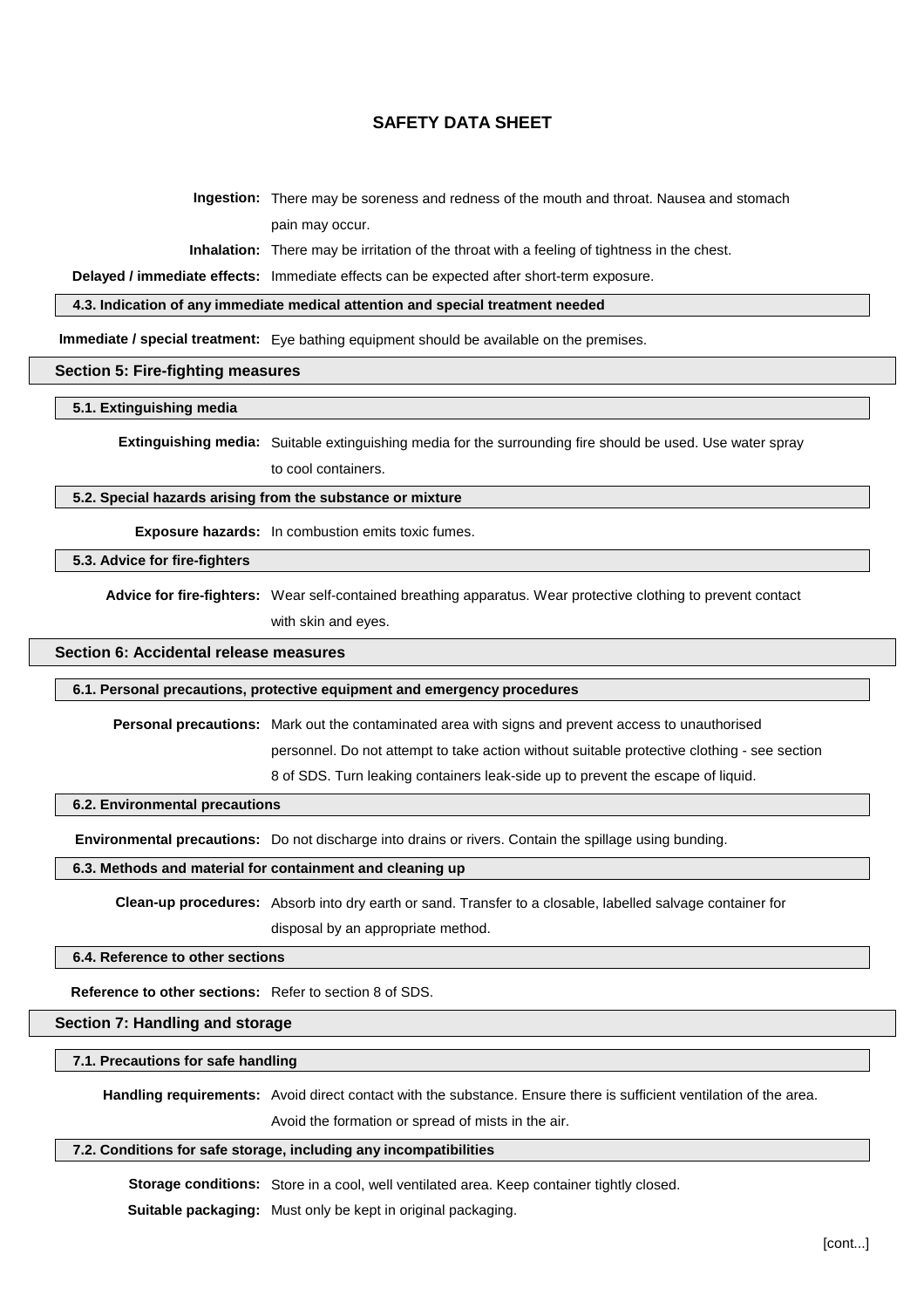**Ingestion:** There may be soreness and redness of the mouth and throat. Nausea and stomach pain may occur.

**Inhalation:** There may be irritation of the throat with a feeling of tightness in the chest.

**Delayed / immediate effects:** Immediate effects can be expected after short-term exposure.

### 4.3. Indication of any immediate medical attention and special treatment needed

**Immediate / special treatment:** Eye bathing equipment should be available on the premises.

## Section 5: Fire-fighting measures

### 5.1. Extinguishing media

**Extinguishing media:** Suitable extinguishing media for the surrounding fire should be used. Use water spray to cool containers.

### 5.2. Special hazards arising from the substance or mixture

**Exposure hazards:** In combustion emits toxic fumes.

### 5.3. Advice for fire-fighters

**Advice for fire-fighters:** Wear self-contained breathing apparatus. Wear protective clothing to prevent contact with skin and eyes.

## Section 6: Accidental release measures

### 6.1. Personal precautions, protective equipment and emergency procedures

**Personal precautions:** Mark out the contaminated area with signs and prevent access to unauthorised personnel. Do not attempt to take action without suitable protective clothing - see section 8 of SDS. Turn leaking containers leak-side up to prevent the escape of liquid.

### 6.2. Environmental precautions

**Environmental precautions:** Do not discharge into drains or rivers. Contain the spillage using bunding.

### 6.3. Methods and material for containment and cleaning up

**Clean-up procedures:** Absorb into dry earth or sand. Transfer to a closable, labelled salvage container for disposal by an appropriate method.

### 6.4. Reference to other sections

**Reference to other sections:** Refer to section 8 of SDS.

## Section 7: Handling and storage

### 7.1. Precautions for safe handling

**Handling requirements:** Avoid direct contact with the substance. Ensure there is sufficient ventilation of the area. Avoid the formation or spread of mists in the air.

### 7.2. Conditions for safe storage, including any incompatibilities

**Storage conditions:** Store in a cool, well ventilated area. Keep container tightly closed.

**Suitable packaging:** Must only be kept in original packaging.

[cont...]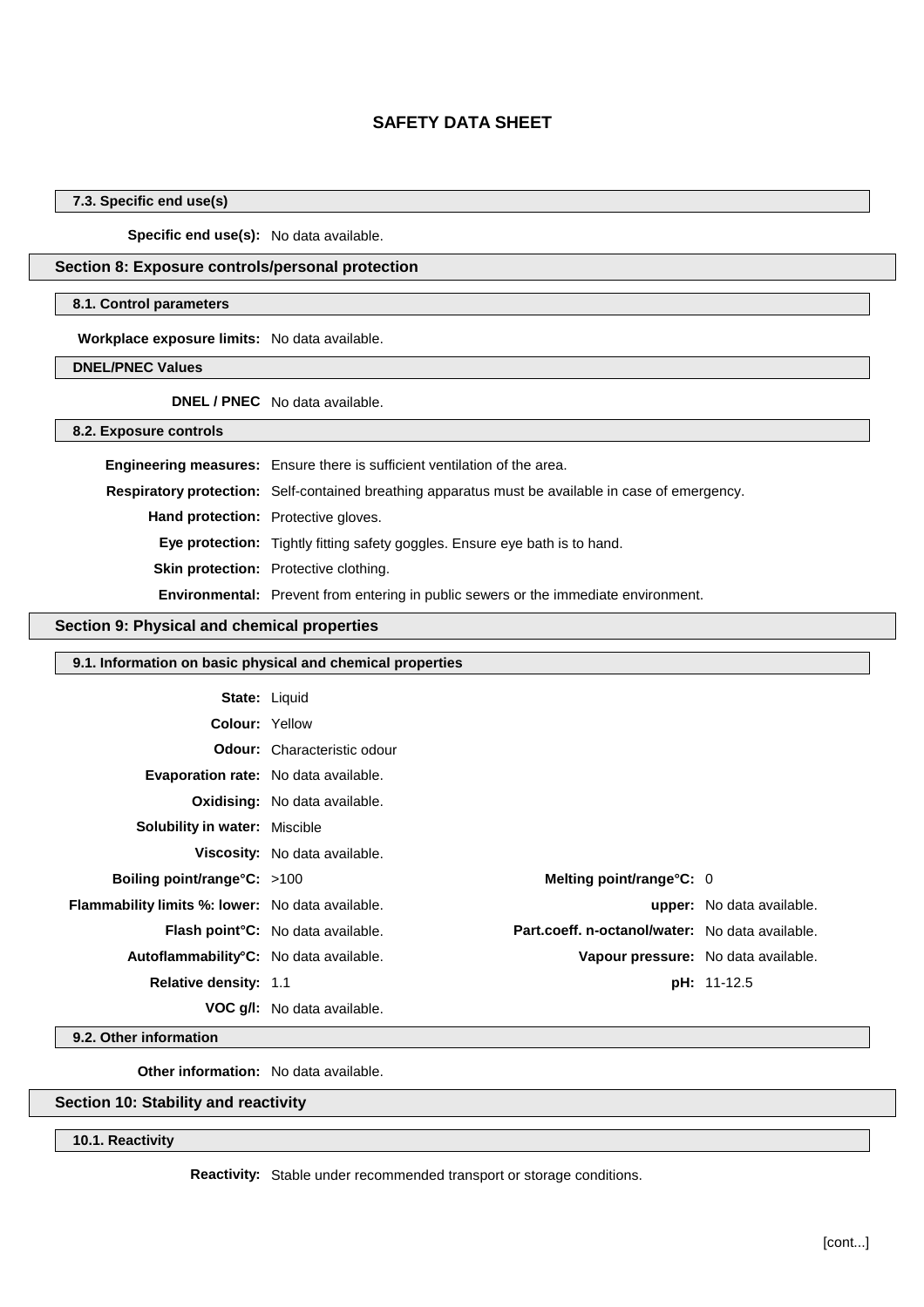# SAFETY DATA SHEET

### 7.3. Specific end use(s)

**Specific end use(s):** No data available.

## Section 8: Exposure controls/personal protection

### 8.1. Control parameters

**Workplace exposure limits:** No data available.

### DNEL/PNEC Values

**DNEL / PNEC** No data available.

### 8.2. Exposure controls

**Engineering measures:** Ensure there is sufficient ventilation of the area.

**Respiratory protection:** Self-contained breathing apparatus must be available in case of emergency.

**Hand protection:** Protective gloves.

**Eye protection:** Tightly fitting safety goggles. Ensure eye bath is to hand.

**Skin protection:** Protective clothing.

**Environmental:** Prevent from entering in public sewers or the immediate environment.

## Section 9: Physical and chemical properties

### 9.1. Information on basic physical and chemical properties

**State:** Liquid

**Colour:** Yellow

**Odour:** Characteristic odour

**Evaporation rate:** No data available.

**Oxidising:** No data available.

**Solubility in water:** Miscible

**Viscosity:** No data available.

| | | | |
|---|---|---|---|
| **Boiling point/range°C:** | >100 | **Melting point/range°C:** | 0 |
| **Flammability limits %: lower:** | No data available. | **upper:** | No data available. |
| **Flash point°C:** | No data available. | **Part.coeff. n-octanol/water:** | No data available. |
| **Autoflammability°C:** | No data available. | **Vapour pressure:** | No data available. |
| **Relative density:** | 1.1 | **pH:** | 11-12.5 |

**VOC g/l:** No data available.

### 9.2. Other information

**Other information:** No data available.

## Section 10: Stability and reactivity

### 10.1. Reactivity

**Reactivity:** Stable under recommended transport or storage conditions.

[cont...]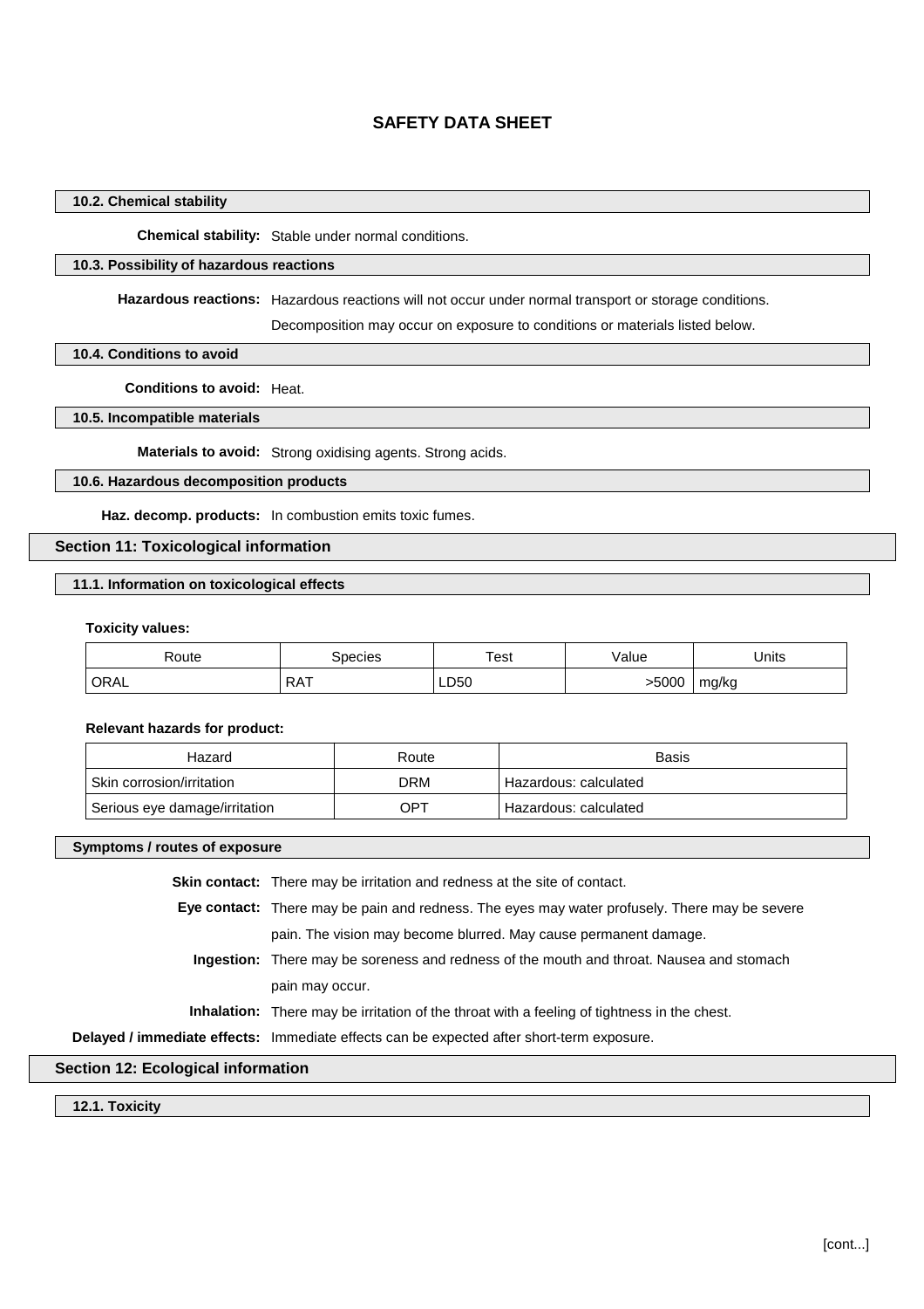**SAFETY DATA SHEET**

#### 10.2. Chemical stability

**Chemical stability:** Stable under normal conditions.

#### 10.3. Possibility of hazardous reactions

**Hazardous reactions:** Hazardous reactions will not occur under normal transport or storage conditions.

Decomposition may occur on exposure to conditions or materials listed below.

#### 10.4. Conditions to avoid

**Conditions to avoid:** Heat.

#### 10.5. Incompatible materials

**Materials to avoid:** Strong oxidising agents. Strong acids.

#### 10.6. Hazardous decomposition products

**Haz. decomp. products:** In combustion emits toxic fumes.

## Section 11: Toxicological information

#### 11.1. Information on toxicological effects

**Toxicity values:**

| Route | Species | Test | Value | Units |
|---|---|---|---|---|
| ORAL | RAT | LD50 | >5000 | mg/kg |

**Relevant hazards for product:**

| Hazard | Route | Basis |
|---|---|---|
| Skin corrosion/irritation | DRM | Hazardous: calculated |
| Serious eye damage/irritation | OPT | Hazardous: calculated |

#### Symptoms / routes of exposure

**Skin contact:** There may be irritation and redness at the site of contact.

**Eye contact:** There may be pain and redness. The eyes may water profusely. There may be severe pain. The vision may become blurred. May cause permanent damage.

**Ingestion:** There may be soreness and redness of the mouth and throat. Nausea and stomach pain may occur.

**Inhalation:** There may be irritation of the throat with a feeling of tightness in the chest.

**Delayed / immediate effects:** Immediate effects can be expected after short-term exposure.

## Section 12: Ecological information

#### 12.1. Toxicity

[cont...]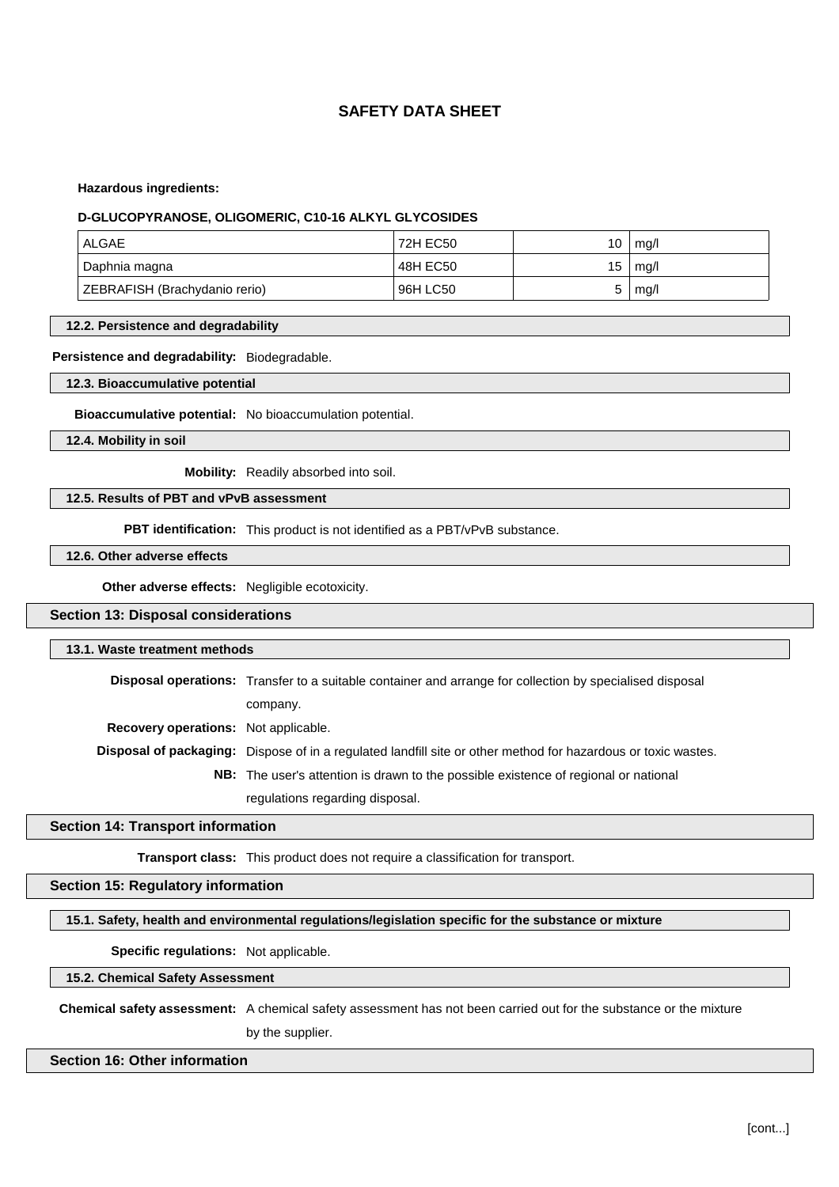**Hazardous ingredients:**

**D-GLUCOPYRANOSE, OLIGOMERIC, C10-16 ALKYL GLYCOSIDES**

| | | | |
|---|---|---|---|
| ALGAE | 72H EC50 | 10 | mg/l |
| Daphnia magna | 48H EC50 | 15 | mg/l |
| ZEBRAFISH (Brachydanio rerio) | 96H LC50 | 5 | mg/l |

### 12.2. Persistence and degradability

**Persistence and degradability:** Biodegradable.

### 12.3. Bioaccumulative potential

**Bioaccumulative potential:** No bioaccumulation potential.

### 12.4. Mobility in soil

**Mobility:** Readily absorbed into soil.

### 12.5. Results of PBT and vPvB assessment

**PBT identification:** This product is not identified as a PBT/vPvB substance.

### 12.6. Other adverse effects

**Other adverse effects:** Negligible ecotoxicity.

## Section 13: Disposal considerations

### 13.1. Waste treatment methods

**Disposal operations:** Transfer to a suitable container and arrange for collection by specialised disposal company.

**Recovery operations:** Not applicable.

**Disposal of packaging:** Dispose of in a regulated landfill site or other method for hazardous or toxic wastes.

**NB:** The user's attention is drawn to the possible existence of regional or national regulations regarding disposal.

## Section 14: Transport information

**Transport class:** This product does not require a classification for transport.

## Section 15: Regulatory information

### 15.1. Safety, health and environmental regulations/legislation specific for the substance or mixture

**Specific regulations:** Not applicable.

### 15.2. Chemical Safety Assessment

**Chemical safety assessment:** A chemical safety assessment has not been carried out for the substance or the mixture by the supplier.

## Section 16: Other information

[cont...]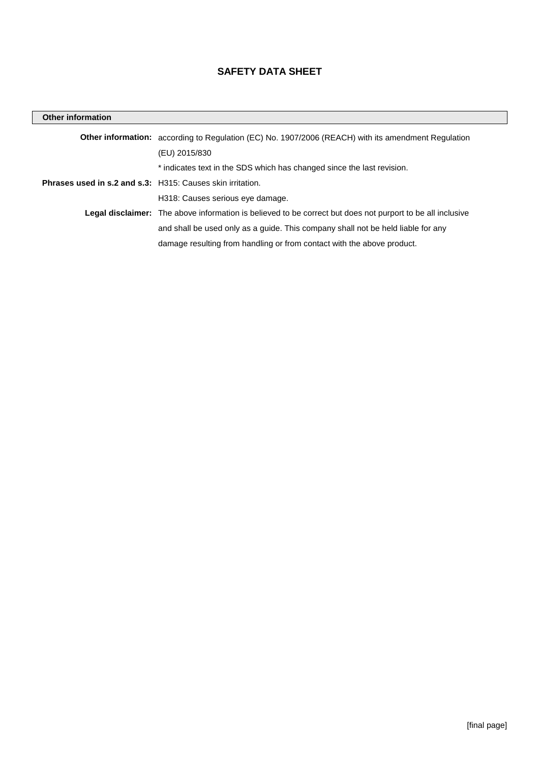**SAFETY DATA SHEET**

## Other information

**Other information:** according to Regulation (EC) No. 1907/2006 (REACH) with its amendment Regulation (EU) 2015/830

* indicates text in the SDS which has changed since the last revision.

**Phrases used in s.2 and s.3:** H315: Causes skin irritation.

H318: Causes serious eye damage.

**Legal disclaimer:** The above information is believed to be correct but does not purport to be all inclusive and shall be used only as a guide. This company shall not be held liable for any damage resulting from handling or from contact with the above product.

[final page]